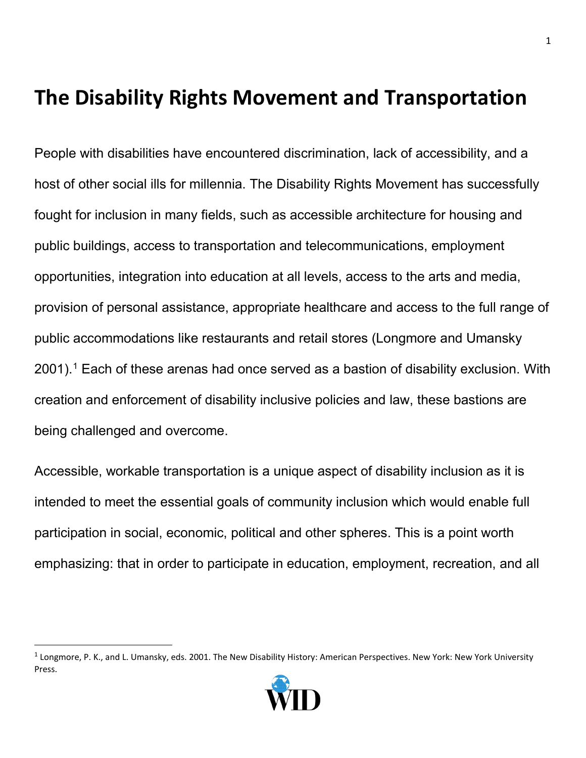# The Disability Rights Movement and Transportation

People with disabilities have encountered discrimination, lack of accessibility, and a host of other social ills for millennia. The Disability Rights Movement has successfully fought for inclusion in many fields, such as accessible architecture for housing and public buildings, access to transportation and telecommunications, employment opportunities, integration into education at all levels, access to the arts and media, provision of personal assistance, appropriate healthcare and access to the full range of public accommodations like restaurants and retail stores (Longmore and Umansky 2001).[1] Each of these arenas had once served as a bastion of disability exclusion. With creation and enforcement of disability inclusive policies and law, these bastions are being challenged and overcome.

Accessible, workable transportation is a unique aspect of disability inclusion as it is intended to meet the essential goals of community inclusion which would enable full participation in social, economic, political and other spheres. This is a point worth emphasizing: that in order to participate in education, employment, recreation, and all

[1] Longmore, P. K., and L. Umansky, eds. 2001. The New Disability History: American Perspectives. New York: New York University Press.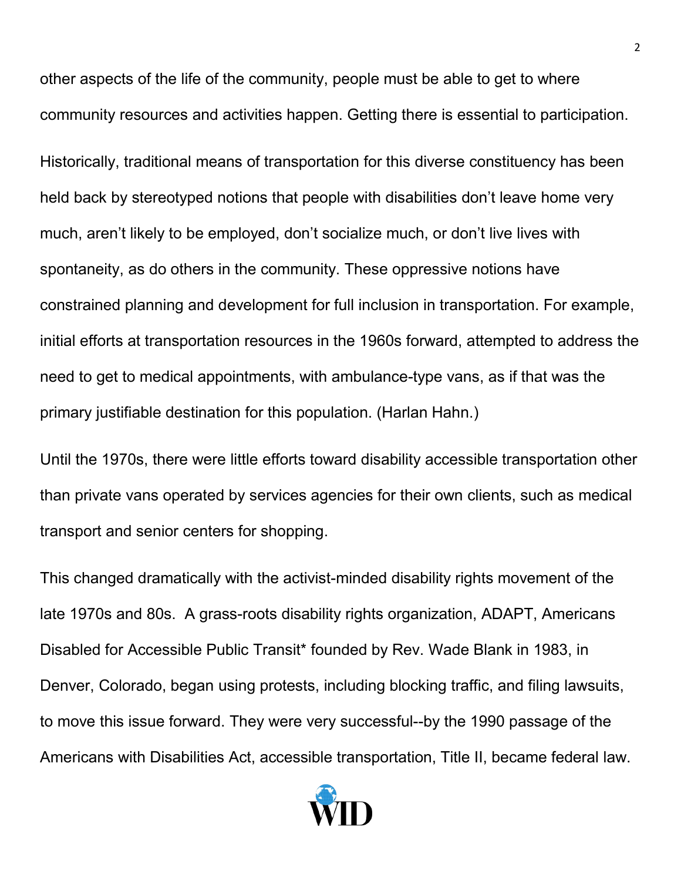other aspects of the life of the community, people must be able to get to where community resources and activities happen. Getting there is essential to participation.

Historically, traditional means of transportation for this diverse constituency has been held back by stereotyped notions that people with disabilities don't leave home very much, aren't likely to be employed, don't socialize much, or don't live lives with spontaneity, as do others in the community. These oppressive notions have constrained planning and development for full inclusion in transportation. For example, initial efforts at transportation resources in the 1960s forward, attempted to address the need to get to medical appointments, with ambulance-type vans, as if that was the primary justifiable destination for this population. (Harlan Hahn.)

Until the 1970s, there were little efforts toward disability accessible transportation other than private vans operated by services agencies for their own clients, such as medical transport and senior centers for shopping.

This changed dramatically with the activist-minded disability rights movement of the late 1970s and 80s. A grass-roots disability rights organization, ADAPT, Americans Disabled for Accessible Public Transit* founded by Rev. Wade Blank in 1983, in Denver, Colorado, began using protests, including blocking traffic, and filing lawsuits, to move this issue forward. They were very successful--by the 1990 passage of the Americans with Disabilities Act, accessible transportation, Title II, became federal law.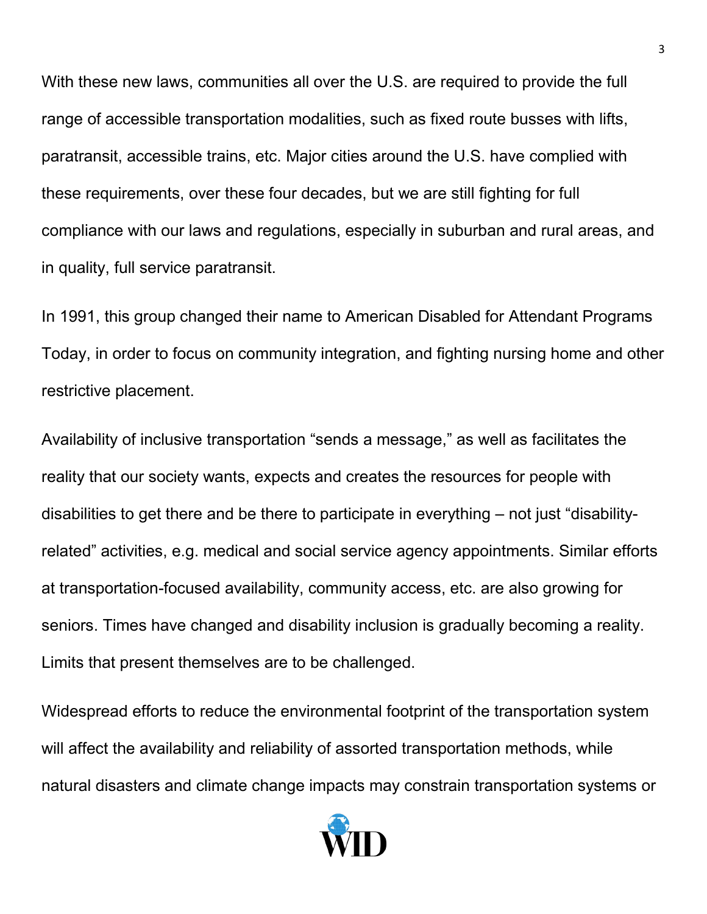With these new laws, communities all over the U.S. are required to provide the full range of accessible transportation modalities, such as fixed route busses with lifts, paratransit, accessible trains, etc. Major cities around the U.S. have complied with these requirements, over these four decades, but we are still fighting for full compliance with our laws and regulations, especially in suburban and rural areas, and in quality, full service paratransit.

In 1991, this group changed their name to American Disabled for Attendant Programs Today, in order to focus on community integration, and fighting nursing home and other restrictive placement.

Availability of inclusive transportation "sends a message," as well as facilitates the reality that our society wants, expects and creates the resources for people with disabilities to get there and be there to participate in everything – not just "disability-related" activities, e.g. medical and social service agency appointments. Similar efforts at transportation-focused availability, community access, etc. are also growing for seniors. Times have changed and disability inclusion is gradually becoming a reality. Limits that present themselves are to be challenged.

Widespread efforts to reduce the environmental footprint of the transportation system will affect the availability and reliability of assorted transportation methods, while natural disasters and climate change impacts may constrain transportation systems or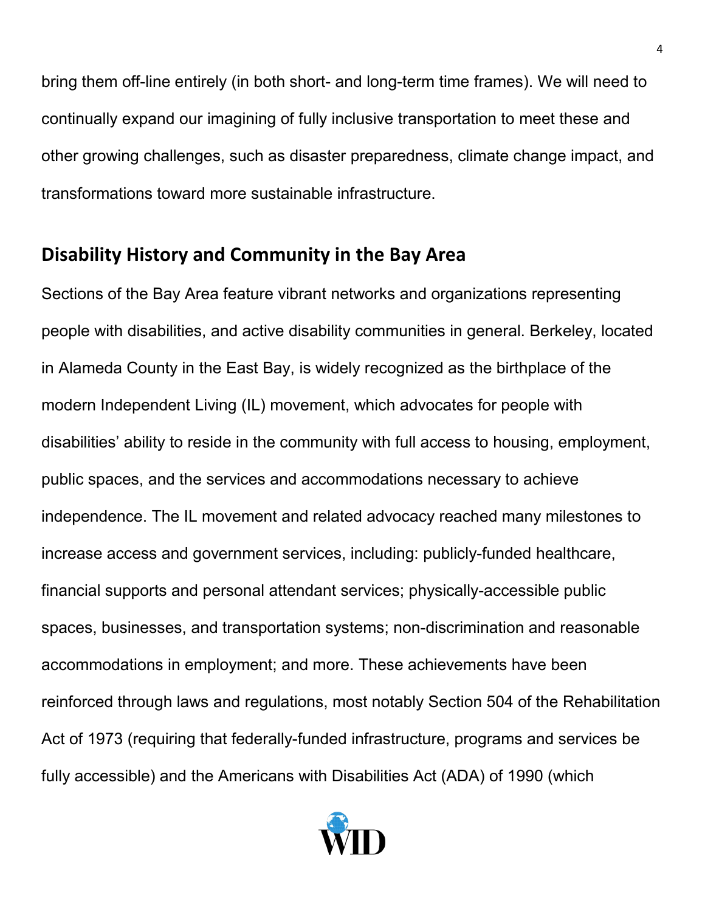bring them off-line entirely (in both short- and long-term time frames). We will need to continually expand our imagining of fully inclusive transportation to meet these and other growing challenges, such as disaster preparedness, climate change impact, and transformations toward more sustainable infrastructure.

## Disability History and Community in the Bay Area

Sections of the Bay Area feature vibrant networks and organizations representing people with disabilities, and active disability communities in general. Berkeley, located in Alameda County in the East Bay, is widely recognized as the birthplace of the modern Independent Living (IL) movement, which advocates for people with disabilities' ability to reside in the community with full access to housing, employment, public spaces, and the services and accommodations necessary to achieve independence. The IL movement and related advocacy reached many milestones to increase access and government services, including: publicly-funded healthcare, financial supports and personal attendant services; physically-accessible public spaces, businesses, and transportation systems; non-discrimination and reasonable accommodations in employment; and more. These achievements have been reinforced through laws and regulations, most notably Section 504 of the Rehabilitation Act of 1973 (requiring that federally-funded infrastructure, programs and services be fully accessible) and the Americans with Disabilities Act (ADA) of 1990 (which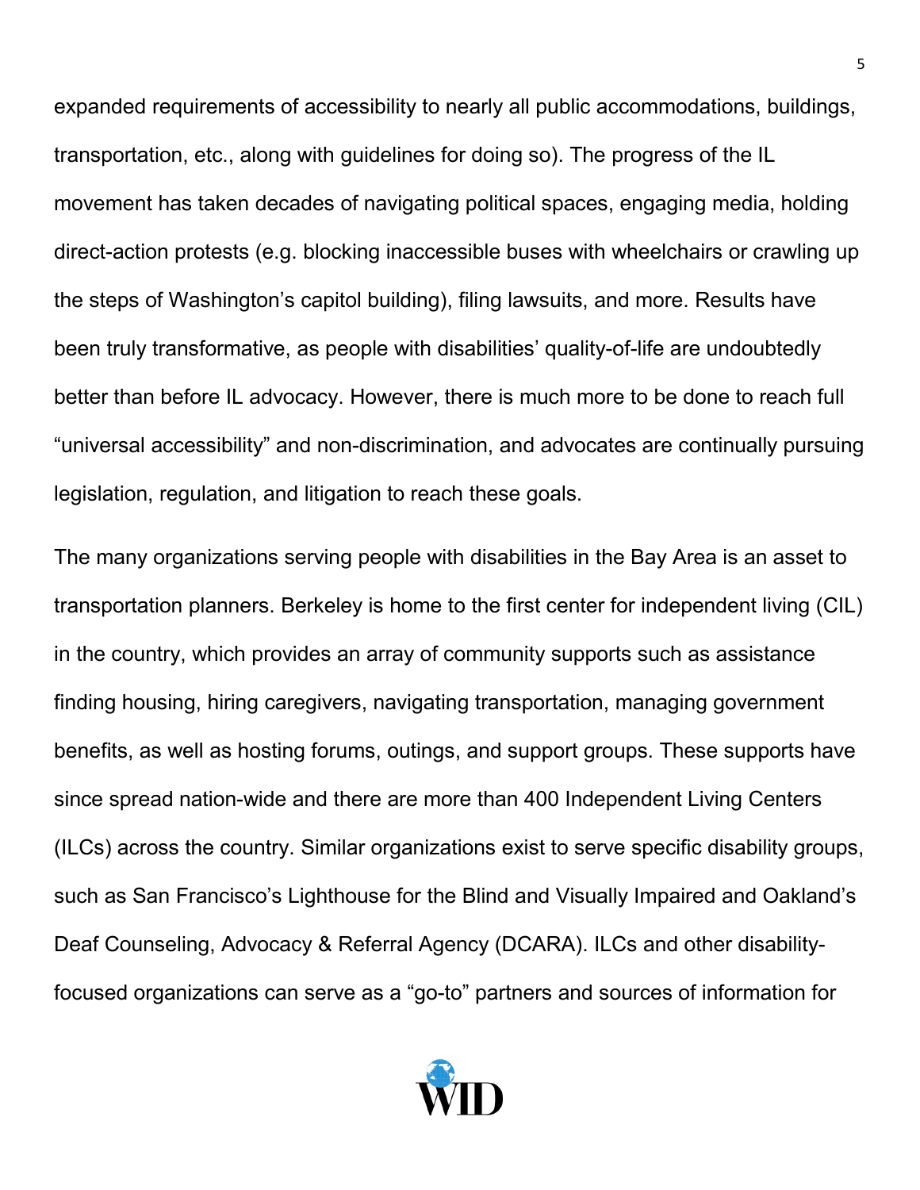expanded requirements of accessibility to nearly all public accommodations, buildings, transportation, etc., along with guidelines for doing so). The progress of the IL movement has taken decades of navigating political spaces, engaging media, holding direct-action protests (e.g. blocking inaccessible buses with wheelchairs or crawling up the steps of Washington's capitol building), filing lawsuits, and more. Results have been truly transformative, as people with disabilities' quality-of-life are undoubtedly better than before IL advocacy. However, there is much more to be done to reach full "universal accessibility" and non-discrimination, and advocates are continually pursuing legislation, regulation, and litigation to reach these goals.

The many organizations serving people with disabilities in the Bay Area is an asset to transportation planners. Berkeley is home to the first center for independent living (CIL) in the country, which provides an array of community supports such as assistance finding housing, hiring caregivers, navigating transportation, managing government benefits, as well as hosting forums, outings, and support groups. These supports have since spread nation-wide and there are more than 400 Independent Living Centers (ILCs) across the country. Similar organizations exist to serve specific disability groups, such as San Francisco's Lighthouse for the Blind and Visually Impaired and Oakland's Deaf Counseling, Advocacy & Referral Agency (DCARA). ILCs and other disability-focused organizations can serve as a "go-to" partners and sources of information for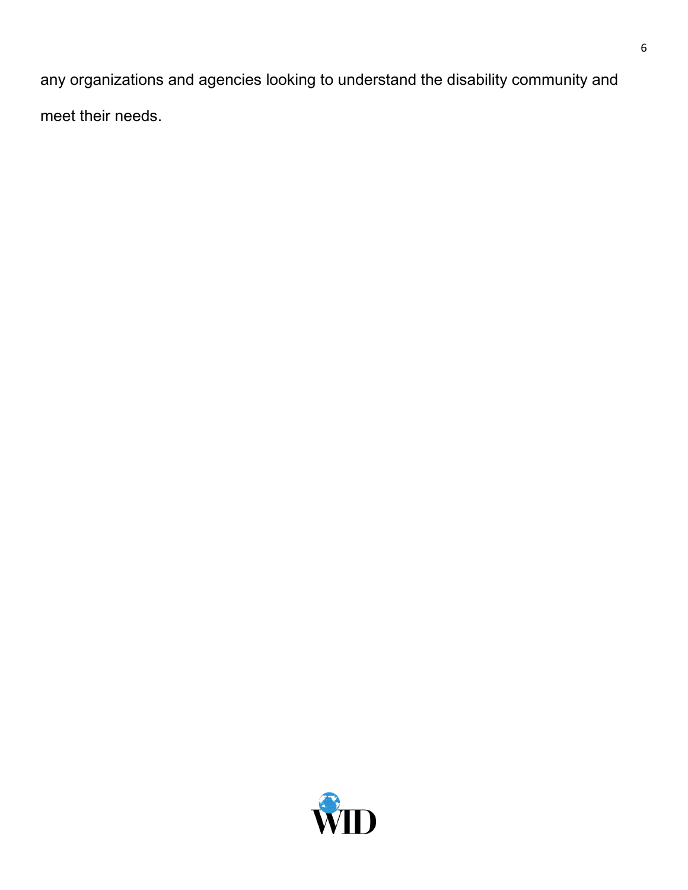any organizations and agencies looking to understand the disability community and meet their needs.